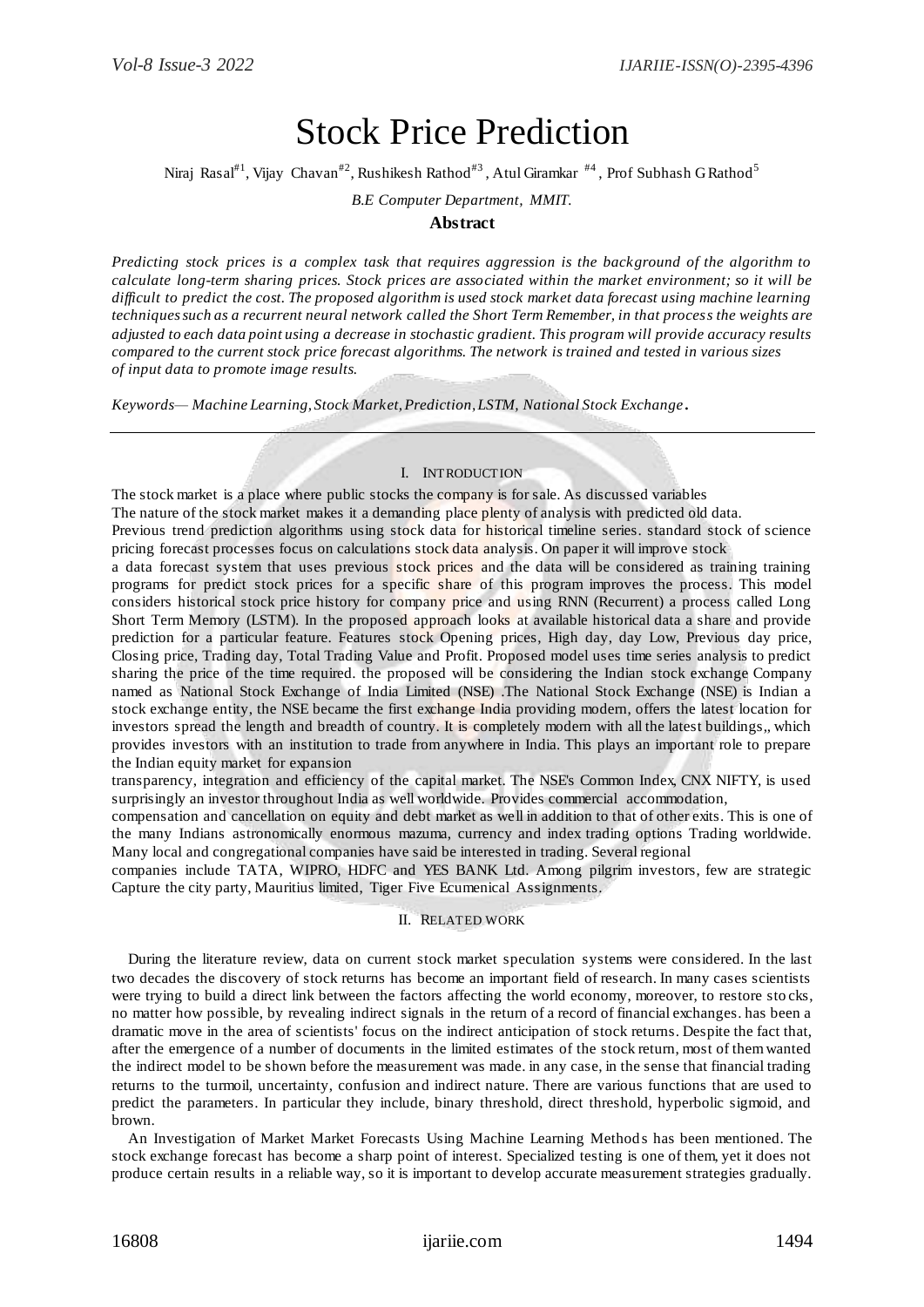# Stock Price Prediction

Niraj Rasal[#1], Vijay Chavan[#2], Rushikesh Rathod[#3], Atul Giramkar [#4], Prof Subhash G Rathod[5]

*B.E Computer Department, MMIT.*

**Abstract**

*Predicting stock prices is a complex task that requires aggression is the background of the algorithm to calculate long-term sharing prices. Stock prices are associated within the market environment; so it will be difficult to predict the cost. The proposed algorithm is used stock market data forecast using machine learning techniques such as a recurrent neural network called the Short Term Remember, in that process the weights are adjusted to each data point using a decrease in stochastic gradient. This program will provide accuracy results compared to the current stock price forecast algorithms. The network is trained and tested in various sizes of input data to promote image results.*

*Keywords— Machine Learning, Stock Market, Prediction, LSTM, National Stock Exchange.*

---

## I. INTRODUCTION

The stock market is a place where public stocks the company is for sale. As discussed variables
The nature of the stock market makes it a demanding place plenty of analysis with predicted old data.
Previous trend prediction algorithms using stock data for historical timeline series. standard stock of science pricing forecast processes focus on calculations stock data analysis. On paper it will improve stock
a data forecast system that uses previous stock prices and the data will be considered as training training programs for predict stock prices for a specific share of this program improves the process. This model considers historical stock price history for company price and using RNN (Recurrent) a process called Long Short Term Memory (LSTM). In the proposed approach looks at available historical data a share and provide prediction for a particular feature. Features stock Opening prices, High day, day Low, Previous day price, Closing price, Trading day, Total Trading Value and Profit. Proposed model uses time series analysis to predict sharing the price of the time required. the proposed will be considering the Indian stock exchange Company named as National Stock Exchange of India Limited (NSE) .The National Stock Exchange (NSE) is Indian a stock exchange entity, the NSE became the first exchange India providing modern, offers the latest location for investors spread the length and breadth of country. It is completely modern with all the latest buildings,, which provides investors with an institution to trade from anywhere in India. This plays an important role to prepare the Indian equity market for expansion
transparency, integration and efficiency of the capital market. The NSE's Common Index, CNX NIFTY, is used surprisingly an investor throughout India as well worldwide. Provides commercial accommodation,
compensation and cancellation on equity and debt market as well in addition to that of other exits. This is one of the many Indians astronomically enormous mazuma, currency and index trading options Trading worldwide. Many local and congregational companies have said be interested in trading. Several regional
companies include TATA, WIPRO, HDFC and YES BANK Ltd. Among pilgrim investors, few are strategic Capture the city party, Mauritius limited, Tiger Five Ecumenical Assignments.

## II. RELATED WORK

During the literature review, data on current stock market speculation systems were considered. In the last two decades the discovery of stock returns has become an important field of research. In many cases scientists were trying to build a direct link between the factors affecting the world economy, moreover, to restore sto cks, no matter how possible, by revealing indirect signals in the return of a record of financial exchanges. has been a dramatic move in the area of scientists' focus on the indirect anticipation of stock returns. Despite the fact that, after the emergence of a number of documents in the limited estimates of the stock return, most of them wanted the indirect model to be shown before the measurement was made. in any case, in the sense that financial trading returns to the turmoil, uncertainty, confusion and indirect nature. There are various functions that are used to predict the parameters. In particular they include, binary threshold, direct threshold, hyperbolic sigmoid, and brown.

An Investigation of Market Market Forecasts Using Machine Learning Methods has been mentioned. The stock exchange forecast has become a sharp point of interest. Specialized testing is one of them, yet it does not produce certain results in a reliable way, so it is important to develop accurate measurement strategies gradually.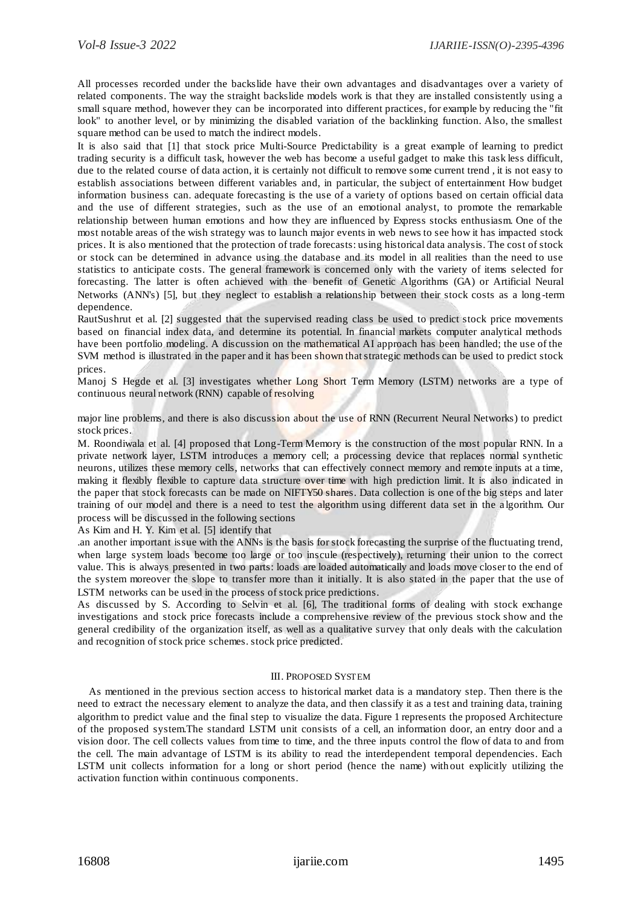All processes recorded under the backslide have their own advantages and disadvantages over a variety of related components. The way the straight backslide models work is that they are installed consistently using a small square method, however they can be incorporated into different practices, for example by reducing the "fit look" to another level, or by minimizing the disabled variation of the backlinking function. Also, the smallest square method can be used to match the indirect models.

It is also said that [1] that stock price Multi-Source Predictability is a great example of learning to predict trading security is a difficult task, however the web has become a useful gadget to make this task less difficult, due to the related course of data action, it is certainly not difficult to remove some current trend , it is not easy to establish associations between different variables and, in particular, the subject of entertainment How budget information business can. adequate forecasting is the use of a variety of options based on certain official data and the use of different strategies, such as the use of an emotional analyst, to promote the remarkable relationship between human emotions and how they are influenced by Express stocks enthusiasm. One of the most notable areas of the wish strategy was to launch major events in web news to see how it has impacted stock prices. It is also mentioned that the protection of trade forecasts: using historical data analysis. The cost of stock or stock can be determined in advance using the database and its model in all realities than the need to use statistics to anticipate costs. The general framework is concerned only with the variety of items selected for forecasting. The latter is often achieved with the benefit of Genetic Algorithms (GA) or Artificial Neural Networks (ANN's) [5], but they neglect to establish a relationship between their stock costs as a long-term dependence.

RautSushrut et al. [2] suggested that the supervised reading class be used to predict stock price movements based on financial index data, and determine its potential. In financial markets computer analytical methods have been portfolio modeling. A discussion on the mathematical AI approach has been handled; the use of the SVM method is illustrated in the paper and it has been shown that strategic methods can be used to predict stock prices.

Manoj S Hegde et al. [3] investigates whether Long Short Term Memory (LSTM) networks are a type of continuous neural network (RNN) capable of resolving

major line problems, and there is also discussion about the use of RNN (Recurrent Neural Networks) to predict stock prices.

M. Roondiwala et al. [4] proposed that Long-Term Memory is the construction of the most popular RNN. In a private network layer, LSTM introduces a memory cell; a processing device that replaces normal synthetic neurons, utilizes these memory cells, networks that can effectively connect memory and remote inputs at a time, making it flexibly flexible to capture data structure over time with high prediction limit. It is also indicated in the paper that stock forecasts can be made on NIFTY50 shares. Data collection is one of the big steps and later training of our model and there is a need to test the algorithm using different data set in the algorithm. Our process will be discussed in the following sections

As Kim and H. Y. Kim et al. [5] identify that

.an another important issue with the ANNs is the basis for stock forecasting the surprise of the fluctuating trend, when large system loads become too large or too inscule (respectively), returning their union to the correct value. This is always presented in two parts: loads are loaded automatically and loads move closer to the end of the system moreover the slope to transfer more than it initially. It is also stated in the paper that the use of LSTM networks can be used in the process of stock price predictions.

As discussed by S. According to Selvin et al. [6], The traditional forms of dealing with stock exchange investigations and stock price forecasts include a comprehensive review of the previous stock show and the general credibility of the organization itself, as well as a qualitative survey that only deals with the calculation and recognition of stock price schemes. stock price predicted.

## III. PROPOSED SYSTEM

As mentioned in the previous section access to historical market data is a mandatory step. Then there is the need to extract the necessary element to analyze the data, and then classify it as a test and training data, training algorithm to predict value and the final step to visualize the data. Figure 1 represents the proposed Architecture of the proposed system.The standard LSTM unit consists of a cell, an information door, an entry door and a vision door. The cell collects values from time to time, and the three inputs control the flow of data to and from the cell. The main advantage of LSTM is its ability to read the interdependent temporal dependencies. Each LSTM unit collects information for a long or short period (hence the name) without explicitly utilizing the activation function within continuous components.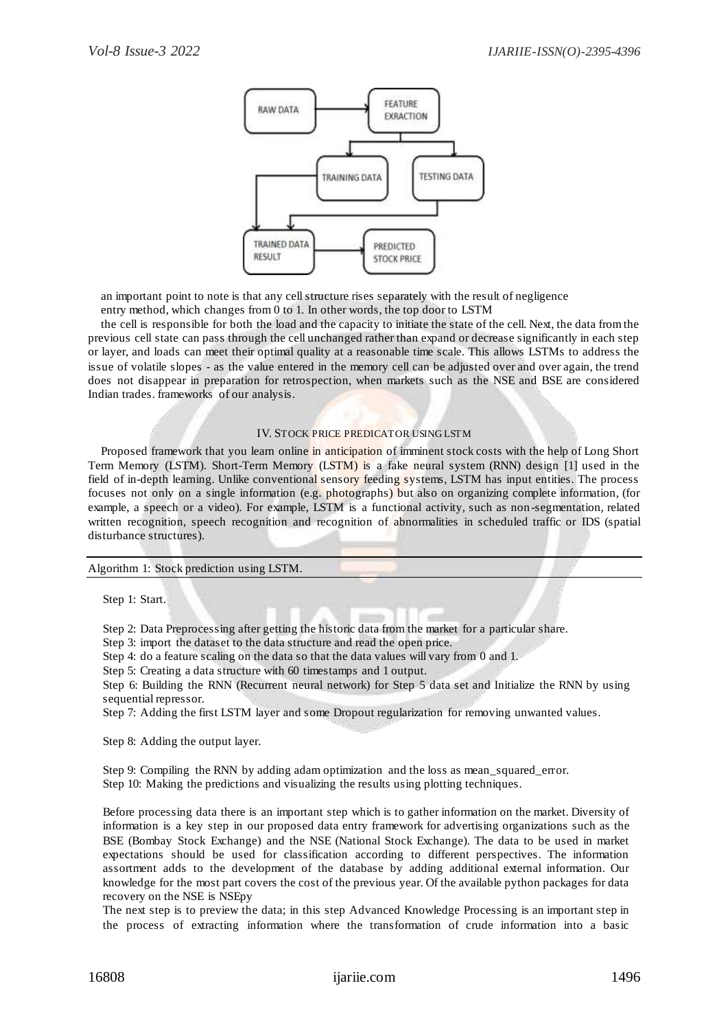an important point to note is that any cell structure rises separately with the result of negligence entry method, which changes from 0 to 1. In other words, the top door to LSTM

the cell is responsible for both the load and the capacity to initiate the state of the cell. Next, the data from the previous cell state can pass through the cell unchanged rather than expand or decrease significantly in each step or layer, and loads can meet their optimal quality at a reasonable time scale. This allows LSTMs to address the issue of volatile slopes - as the value entered in the memory cell can be adjusted over and over again, the trend does not disappear in preparation for retrospection, when markets such as the NSE and BSE are considered Indian trades. frameworks of our analysis.

## IV. STOCK PRICE PREDICATOR USING LSTM

Proposed framework that you learn online in anticipation of imminent stock costs with the help of Long Short Term Memory (LSTM). Short-Term Memory (LSTM) is a fake neural system (RNN) design [1] used in the field of in-depth learning. Unlike conventional sensory feeding systems, LSTM has input entities. The process focuses not only on a single information (e.g. photographs) but also on organizing complete information, (for example, a speech or a video). For example, LSTM is a functional activity, such as non-segmentation, related written recognition, speech recognition and recognition of abnormalities in scheduled traffic or IDS (spatial disturbance structures).

**Algorithm 1:** Stock prediction using LSTM.

Step 1: Start.

Step 2: Data Preprocessing after getting the historic data from the market for a particular share.
Step 3: import the dataset to the data structure and read the open price.
Step 4: do a feature scaling on the data so that the data values will vary from 0 and 1.
Step 5: Creating a data structure with 60 timestamps and 1 output.
Step 6: Building the RNN (Recurrent neural network) for Step 5 data set and Initialize the RNN by using sequential repressor.
Step 7: Adding the first LSTM layer and some Dropout regularization for removing unwanted values.

Step 8: Adding the output layer.

Step 9: Compiling the RNN by adding adam optimization and the loss as mean_squared_error.
Step 10: Making the predictions and visualizing the results using plotting techniques.

Before processing data there is an important step which is to gather information on the market. Diversity of information is a key step in our proposed data entry framework for advertising organizations such as the BSE (Bombay Stock Exchange) and the NSE (National Stock Exchange). The data to be used in market expectations should be used for classification according to different perspectives. The information assortment adds to the development of the database by adding additional external information. Our knowledge for the most part covers the cost of the previous year. Of the available python packages for data recovery on the NSE is NSEpy

The next step is to preview the data; in this step Advanced Knowledge Processing is an important step in the process of extracting information where the transformation of crude information into a basic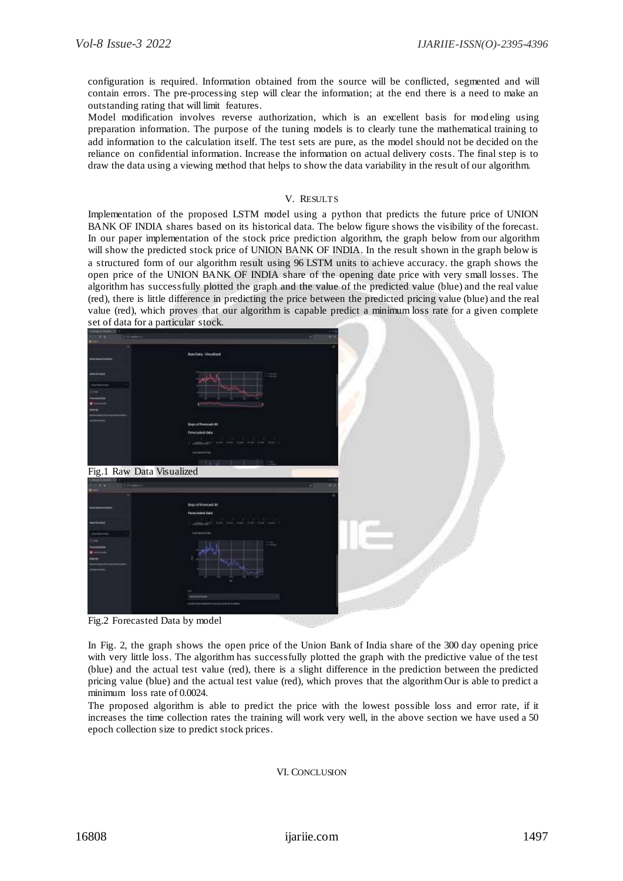configuration is required. Information obtained from the source will be conflicted, segmented and will contain errors. The pre-processing step will clear the information; at the end there is a need to make an outstanding rating that will limit features.

Model modification involves reverse authorization, which is an excellent basis for modeling using preparation information. The purpose of the tuning models is to clearly tune the mathematical training to add information to the calculation itself. The test sets are pure, as the model should not be decided on the reliance on confidential information. Increase the information on actual delivery costs. The final step is to draw the data using a viewing method that helps to show the data variability in the result of our algorithm.

## V. RESULTS

Implementation of the proposed LSTM model using a python that predicts the future price of UNION BANK OF INDIA shares based on its historical data. The below figure shows the visibility of the forecast. In our paper implementation of the stock price prediction algorithm, the graph below from our algorithm will show the predicted stock price of UNION BANK OF INDIA. In the result shown in the graph below is a structured form of our algorithm result using 96 LSTM units to achieve accuracy. the graph shows the open price of the UNION BANK OF INDIA share of the opening date price with very small losses. The algorithm has successfully plotted the graph and the value of the predicted value (blue) and the real value (red), there is little difference in predicting the price between the predicted pricing value (blue) and the real value (red), which proves that our algorithm is capable predict a minimum loss rate for a given complete set of data for a particular stock.

Fig.1 Raw Data Visualized

Fig.2 Forecasted Data by model

In Fig. 2, the graph shows the open price of the Union Bank of India share of the 300 day opening price with very little loss. The algorithm has successfully plotted the graph with the predictive value of the test (blue) and the actual test value (red), there is a slight difference in the prediction between the predicted pricing value (blue) and the actual test value (red), which proves that the algorithm Our is able to predict a minimum loss rate of 0.0024.

The proposed algorithm is able to predict the price with the lowest possible loss and error rate, if it increases the time collection rates the training will work very well, in the above section we have used a 50 epoch collection size to predict stock prices.

## VI. CONCLUSION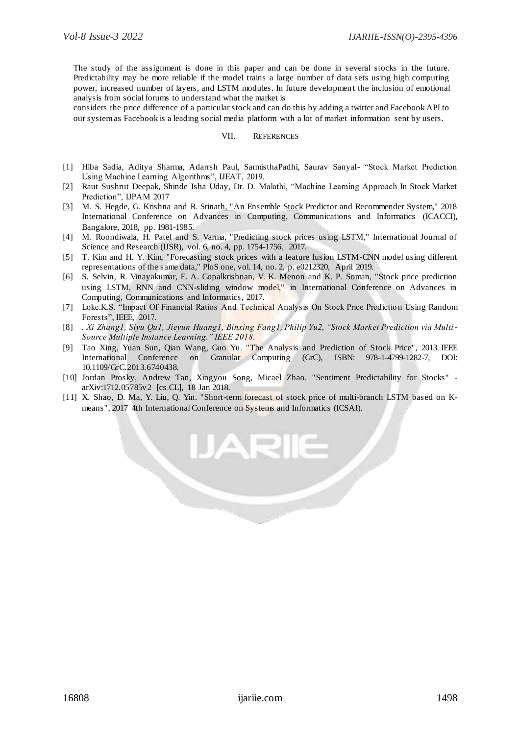The study of the assignment is done in this paper and can be done in several stocks in the future. Predictability may be more reliable if the model trains a large number of data sets using high computing power, increased number of layers, and LSTM modules. In future development the inclusion of emotional analysis from social forums to understand what the market is

considers the price difference of a particular stock and can do this by adding a twitter and Facebook API to our system as Facebook is a leading social media platform with a lot of market information sent by users.

## VII. REFERENCES

[1] Hiba Sadia, Aditya Sharma, Adarrsh Paul, SarmisthaPadhi, Saurav Sanyal- "Stock Market Prediction Using Machine Learning Algorithms", IJEAT, 2019.

[2] Raut Sushrut Deepak, Shinde Isha Uday, Dr. D. Malathi, "Machine Learning Approach In Stock Market Prediction", IJPAM 2017

[3] M. S. Hegde, G. Krishna and R. Srinath, "An Ensemble Stock Predictor and Recommender System," 2018 International Conference on Advances in Computing, Communications and Informatics (ICACCI), Bangalore, 2018, pp. 1981-1985.

[4] M. Roondiwala, H. Patel and S. Varma, "Predicting stock prices using LSTM," International Journal of Science and Research (IJSR), vol. 6, no. 4, pp. 1754-1756, 2017.

[5] T. Kim and H. Y. Kim, "Forecasting stock prices with a feature fusion LSTM-CNN model using different representations of the same data," PloS one, vol. 14, no. 2, p. e0212320, April 2019.

[6] S. Selvin, R. Vinayakumar, E. A. Gopalkrishnan, V. K. Menon and K. P. Soman, "Stock price prediction using LSTM, RNN and CNN-sliding window model," in International Conference on Advances in Computing, Communications and Informatics, 2017.

[7] Loke.K.S. "Impact Of Financial Ratios And Technical Analysis On Stock Price Prediction Using Random Forests", IEEE, 2017.

[8] *. Xi Zhang1, Siyu Qu1, Jieyun Huang1, Binxing Fang1, Philip Yu2, "Stock Market Prediction via Multi-Source Multiple Instance Learning." IEEE 2018.*

[9] Tao Xing, Yuan Sun, Qian Wang, Guo Yu. "The Analysis and Prediction of Stock Price", 2013 IEEE International Conference on Granular Computing (GrC), ISBN: 978-1-4799-1282-7, DOI: 10.1109/GrC.2013.6740438.

[10] Jordan Prosky, Andrew Tan, Xingyou Song, Micael Zhao. "Sentiment Predictability for Stocks" - arXiv:1712.05785v2 [cs.CL], 18 Jan 2018.

[11] X. Shao, D. Ma, Y. Liu, Q. Yin. "Short-term forecast of stock price of multi-branch LSTM based on K-means", 2017 4th International Conference on Systems and Informatics (ICSAI).